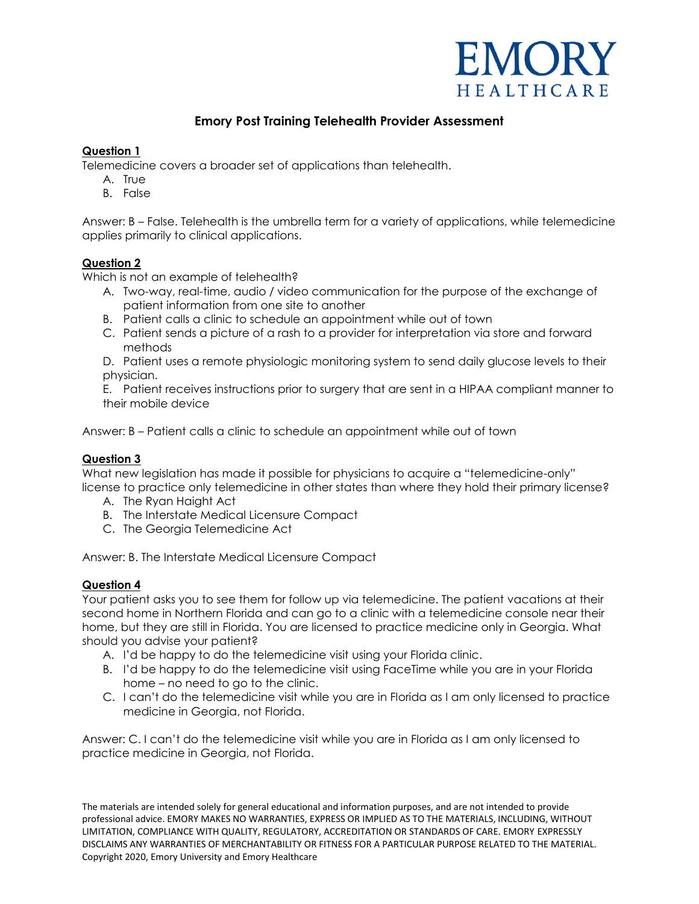# Emory Post Training Telehealth Provider Assessment

**Question 1**

Telemedicine covers a broader set of applications than telehealth.

A. True
B. False

Answer: B – False. Telehealth is the umbrella term for a variety of applications, while telemedicine applies primarily to clinical applications.

**Question 2**

Which is not an example of telehealth?

A. Two-way, real-time, audio / video communication for the purpose of the exchange of patient information from one site to another
B. Patient calls a clinic to schedule an appointment while out of town
C. Patient sends a picture of a rash to a provider for interpretation via store and forward methods
D. Patient uses a remote physiologic monitoring system to send daily glucose levels to their physician.
E. Patient receives instructions prior to surgery that are sent in a HIPAA compliant manner to their mobile device

Answer: B – Patient calls a clinic to schedule an appointment while out of town

**Question 3**

What new legislation has made it possible for physicians to acquire a "telemedicine-only" license to practice only telemedicine in other states than where they hold their primary license?

A. The Ryan Haight Act
B. The Interstate Medical Licensure Compact
C. The Georgia Telemedicine Act

Answer: B. The Interstate Medical Licensure Compact

**Question 4**

Your patient asks you to see them for follow up via telemedicine. The patient vacations at their second home in Northern Florida and can go to a clinic with a telemedicine console near their home, but they are still in Florida. You are licensed to practice medicine only in Georgia. What should you advise your patient?

A. I'd be happy to do the telemedicine visit using your Florida clinic.
B. I'd be happy to do the telemedicine visit using FaceTime while you are in your Florida home – no need to go to the clinic.
C. I can't do the telemedicine visit while you are in Florida as I am only licensed to practice medicine in Georgia, not Florida.

Answer: C. I can't do the telemedicine visit while you are in Florida as I am only licensed to practice medicine in Georgia, not Florida.

The materials are intended solely for general educational and information purposes, and are not intended to provide professional advice. EMORY MAKES NO WARRANTIES, EXPRESS OR IMPLIED AS TO THE MATERIALS, INCLUDING, WITHOUT LIMITATION, COMPLIANCE WITH QUALITY, REGULATORY, ACCREDITATION OR STANDARDS OF CARE. EMORY EXPRESSLY DISCLAIMS ANY WARRANTIES OF MERCHANTABILITY OR FITNESS FOR A PARTICULAR PURPOSE RELATED TO THE MATERIAL. Copyright 2020, Emory University and Emory Healthcare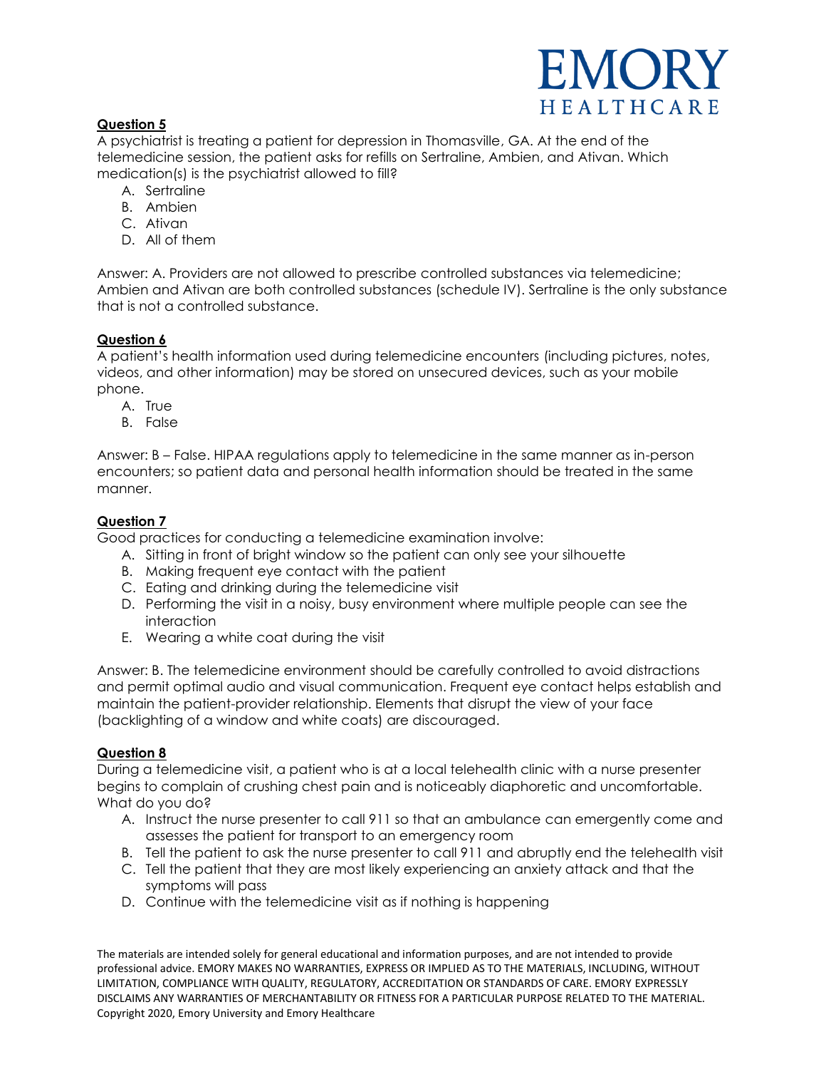**Question 5**

A psychiatrist is treating a patient for depression in Thomasville, GA. At the end of the telemedicine session, the patient asks for refills on Sertraline, Ambien, and Ativan. Which medication(s) is the psychiatrist allowed to fill?

A. Sertraline
B. Ambien
C. Ativan
D. All of them

Answer: A. Providers are not allowed to prescribe controlled substances via telemedicine; Ambien and Ativan are both controlled substances (schedule IV). Sertraline is the only substance that is not a controlled substance.

**Question 6**

A patient's health information used during telemedicine encounters (including pictures, notes, videos, and other information) may be stored on unsecured devices, such as your mobile phone.

A. True
B. False

Answer: B – False. HIPAA regulations apply to telemedicine in the same manner as in-person encounters; so patient data and personal health information should be treated in the same manner.

**Question 7**

Good practices for conducting a telemedicine examination involve:

A. Sitting in front of bright window so the patient can only see your silhouette
B. Making frequent eye contact with the patient
C. Eating and drinking during the telemedicine visit
D. Performing the visit in a noisy, busy environment where multiple people can see the interaction
E. Wearing a white coat during the visit

Answer: B. The telemedicine environment should be carefully controlled to avoid distractions and permit optimal audio and visual communication. Frequent eye contact helps establish and maintain the patient-provider relationship. Elements that disrupt the view of your face (backlighting of a window and white coats) are discouraged.

**Question 8**

During a telemedicine visit, a patient who is at a local telehealth clinic with a nurse presenter begins to complain of crushing chest pain and is noticeably diaphoretic and uncomfortable. What do you do?

A. Instruct the nurse presenter to call 911 so that an ambulance can emergently come and assesses the patient for transport to an emergency room
B. Tell the patient to ask the nurse presenter to call 911 and abruptly end the telehealth visit
C. Tell the patient that they are most likely experiencing an anxiety attack and that the symptoms will pass
D. Continue with the telemedicine visit as if nothing is happening

The materials are intended solely for general educational and information purposes, and are not intended to provide professional advice. EMORY MAKES NO WARRANTIES, EXPRESS OR IMPLIED AS TO THE MATERIALS, INCLUDING, WITHOUT LIMITATION, COMPLIANCE WITH QUALITY, REGULATORY, ACCREDITATION OR STANDARDS OF CARE. EMORY EXPRESSLY DISCLAIMS ANY WARRANTIES OF MERCHANTABILITY OR FITNESS FOR A PARTICULAR PURPOSE RELATED TO THE MATERIAL. Copyright 2020, Emory University and Emory Healthcare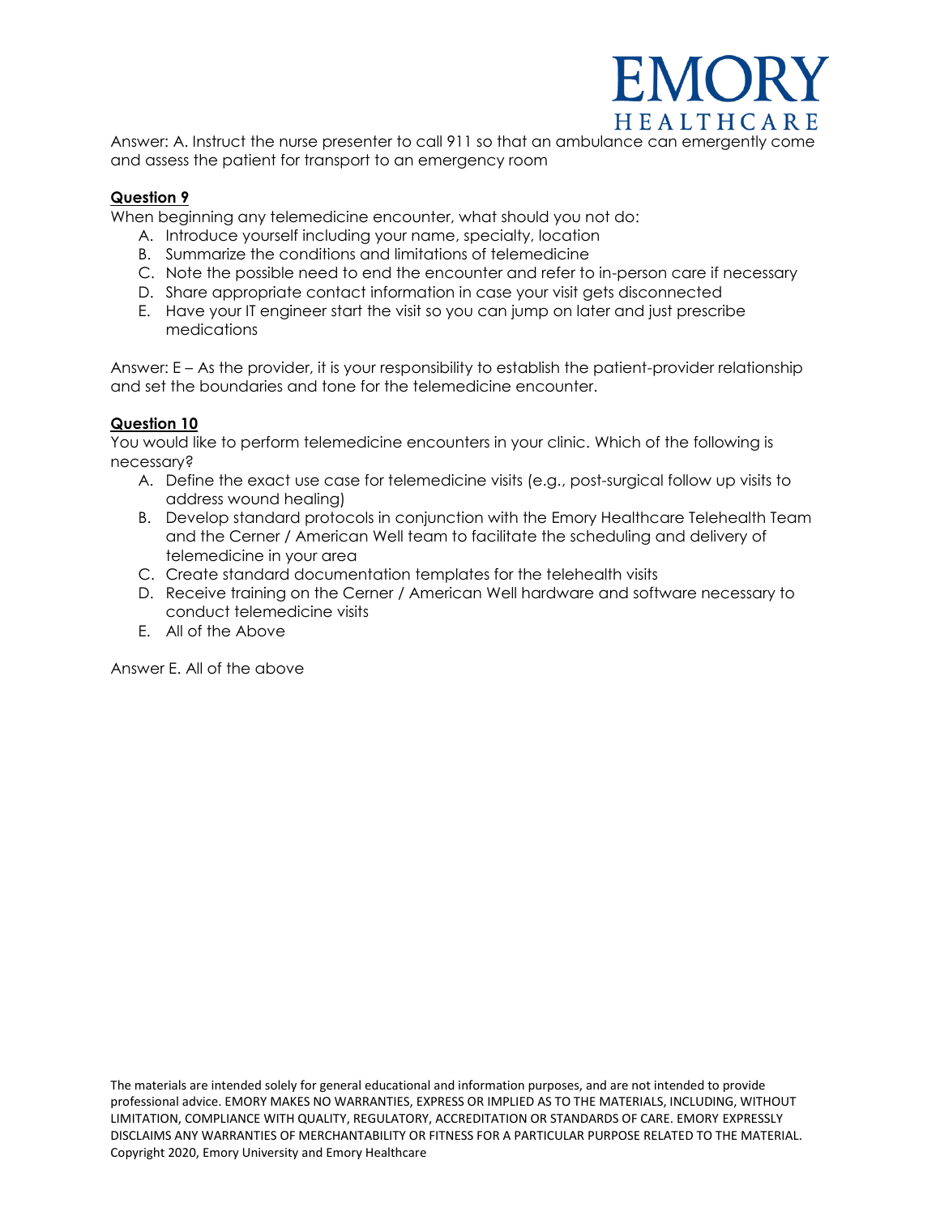Answer: A. Instruct the nurse presenter to call 911 so that an ambulance can emergently come and assess the patient for transport to an emergency room

**Question 9**

When beginning any telemedicine encounter, what should you not do:

A. Introduce yourself including your name, specialty, location
B. Summarize the conditions and limitations of telemedicine
C. Note the possible need to end the encounter and refer to in-person care if necessary
D. Share appropriate contact information in case your visit gets disconnected
E. Have your IT engineer start the visit so you can jump on later and just prescribe medications

Answer: E – As the provider, it is your responsibility to establish the patient-provider relationship and set the boundaries and tone for the telemedicine encounter.

**Question 10**

You would like to perform telemedicine encounters in your clinic. Which of the following is necessary?

A. Define the exact use case for telemedicine visits (e.g., post-surgical follow up visits to address wound healing)
B. Develop standard protocols in conjunction with the Emory Healthcare Telehealth Team and the Cerner / American Well team to facilitate the scheduling and delivery of telemedicine in your area
C. Create standard documentation templates for the telehealth visits
D. Receive training on the Cerner / American Well hardware and software necessary to conduct telemedicine visits
E. All of the Above

Answer E. All of the above

The materials are intended solely for general educational and information purposes, and are not intended to provide professional advice. EMORY MAKES NO WARRANTIES, EXPRESS OR IMPLIED AS TO THE MATERIALS, INCLUDING, WITHOUT LIMITATION, COMPLIANCE WITH QUALITY, REGULATORY, ACCREDITATION OR STANDARDS OF CARE. EMORY EXPRESSLY DISCLAIMS ANY WARRANTIES OF MERCHANTABILITY OR FITNESS FOR A PARTICULAR PURPOSE RELATED TO THE MATERIAL. Copyright 2020, Emory University and Emory Healthcare